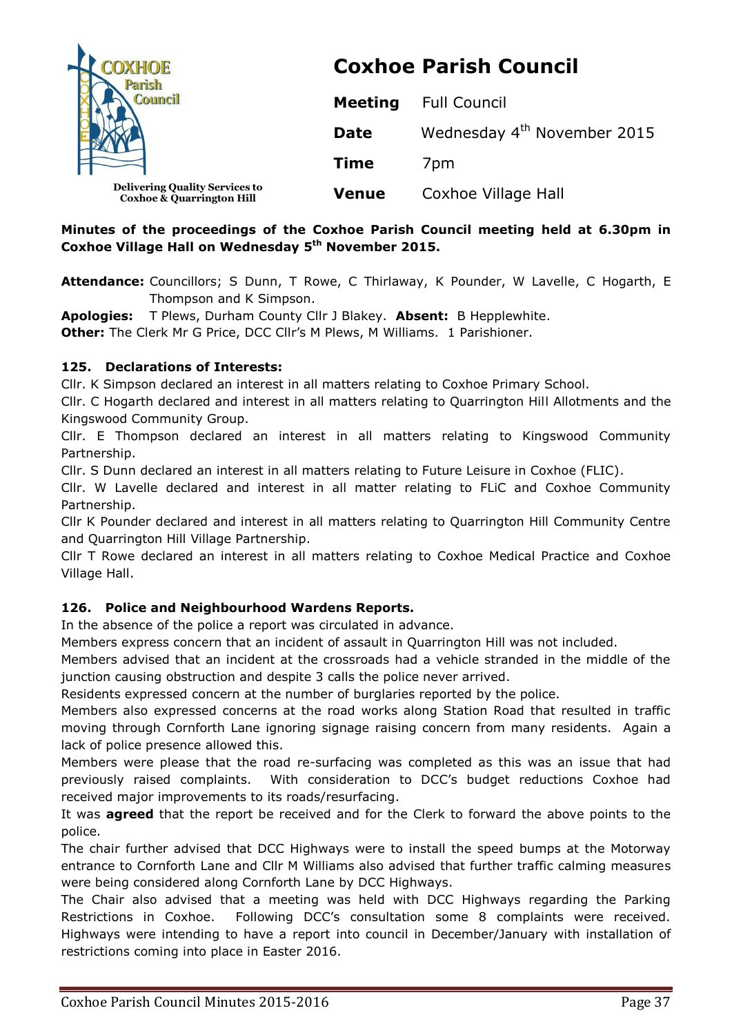# Coxhoe Parish Council

Delivering Quality Services to Coxhoe & Quarrington Hill

| | |
|---|---|
| **Meeting** | Full Council |
| **Date** | Wednesday 4th November 2015 |
| **Time** | 7pm |
| **Venue** | Coxhoe Village Hall |

**Minutes of the proceedings of the Coxhoe Parish Council meeting held at 6.30pm in Coxhoe Village Hall on Wednesday 5th November 2015.**

**Attendance:** Councillors; S Dunn, T Rowe, C Thirlaway, K Pounder, W Lavelle, C Hogarth, E Thompson and K Simpson.

**Apologies:** T Plews, Durham County Cllr J Blakey. **Absent:** B Hepplewhite.

**Other:** The Clerk Mr G Price, DCC Cllr's M Plews, M Williams. 1 Parishioner.

### 125. Declarations of Interests:

Cllr. K Simpson declared an interest in all matters relating to Coxhoe Primary School.

Cllr. C Hogarth declared and interest in all matters relating to Quarrington Hill Allotments and the Kingswood Community Group.

Cllr. E Thompson declared an interest in all matters relating to Kingswood Community Partnership.

Cllr. S Dunn declared an interest in all matters relating to Future Leisure in Coxhoe (FLIC).

Cllr. W Lavelle declared and interest in all matter relating to FLiC and Coxhoe Community Partnership.

Cllr K Pounder declared and interest in all matters relating to Quarrington Hill Community Centre and Quarrington Hill Village Partnership.

Cllr T Rowe declared an interest in all matters relating to Coxhoe Medical Practice and Coxhoe Village Hall.

### 126. Police and Neighbourhood Wardens Reports.

In the absence of the police a report was circulated in advance.

Members express concern that an incident of assault in Quarrington Hill was not included.

Members advised that an incident at the crossroads had a vehicle stranded in the middle of the junction causing obstruction and despite 3 calls the police never arrived.

Residents expressed concern at the number of burglaries reported by the police.

Members also expressed concerns at the road works along Station Road that resulted in traffic moving through Cornforth Lane ignoring signage raising concern from many residents. Again a lack of police presence allowed this.

Members were please that the road re-surfacing was completed as this was an issue that had previously raised complaints. With consideration to DCC's budget reductions Coxhoe had received major improvements to its roads/resurfacing.

It was **agreed** that the report be received and for the Clerk to forward the above points to the police.

The chair further advised that DCC Highways were to install the speed bumps at the Motorway entrance to Cornforth Lane and Cllr M Williams also advised that further traffic calming measures were being considered along Cornforth Lane by DCC Highways.

The Chair also advised that a meeting was held with DCC Highways regarding the Parking Restrictions in Coxhoe. Following DCC's consultation some 8 complaints were received. Highways were intending to have a report into council in December/January with installation of restrictions coming into place in Easter 2016.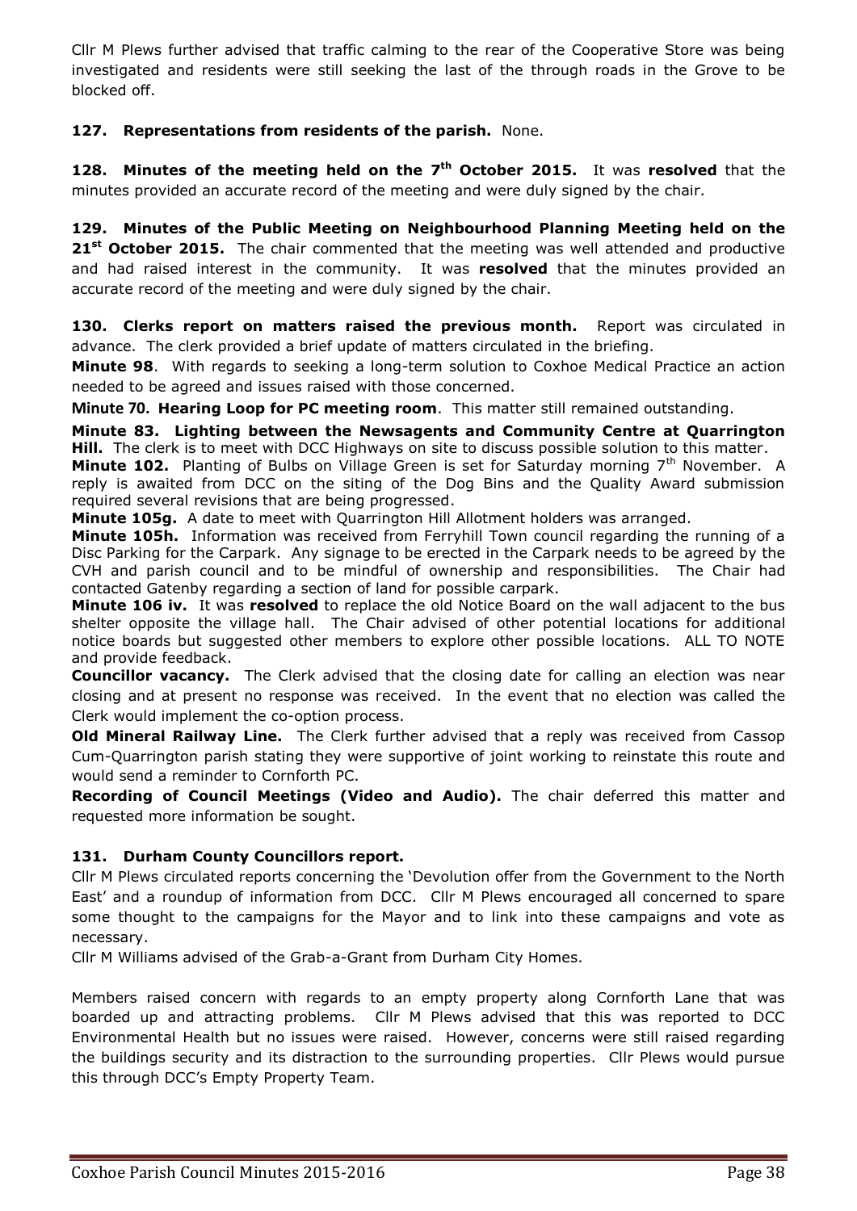Cllr M Plews further advised that traffic calming to the rear of the Cooperative Store was being investigated and residents were still seeking the last of the through roads in the Grove to be blocked off.

**127. Representations from residents of the parish.** None.

**128. Minutes of the meeting held on the 7th October 2015.** It was **resolved** that the minutes provided an accurate record of the meeting and were duly signed by the chair.

**129. Minutes of the Public Meeting on Neighbourhood Planning Meeting held on the 21st October 2015.** The chair commented that the meeting was well attended and productive and had raised interest in the community. It was **resolved** that the minutes provided an accurate record of the meeting and were duly signed by the chair.

**130. Clerks report on matters raised the previous month.** Report was circulated in advance. The clerk provided a brief update of matters circulated in the briefing.

**Minute 98**. With regards to seeking a long-term solution to Coxhoe Medical Practice an action needed to be agreed and issues raised with those concerned.

**Minute 70. Hearing Loop for PC meeting room**. This matter still remained outstanding.

**Minute 83. Lighting between the Newsagents and Community Centre at Quarrington Hill.** The clerk is to meet with DCC Highways on site to discuss possible solution to this matter.

**Minute 102.** Planting of Bulbs on Village Green is set for Saturday morning 7th November. A reply is awaited from DCC on the siting of the Dog Bins and the Quality Award submission required several revisions that are being progressed.

**Minute 105g.** A date to meet with Quarrington Hill Allotment holders was arranged.

**Minute 105h.** Information was received from Ferryhill Town council regarding the running of a Disc Parking for the Carpark. Any signage to be erected in the Carpark needs to be agreed by the CVH and parish council and to be mindful of ownership and responsibilities. The Chair had contacted Gatenby regarding a section of land for possible carpark.

**Minute 106 iv.** It was **resolved** to replace the old Notice Board on the wall adjacent to the bus shelter opposite the village hall. The Chair advised of other potential locations for additional notice boards but suggested other members to explore other possible locations. ALL TO NOTE and provide feedback.

**Councillor vacancy.** The Clerk advised that the closing date for calling an election was near closing and at present no response was received. In the event that no election was called the Clerk would implement the co-option process.

**Old Mineral Railway Line.** The Clerk further advised that a reply was received from Cassop Cum-Quarrington parish stating they were supportive of joint working to reinstate this route and would send a reminder to Cornforth PC.

**Recording of Council Meetings (Video and Audio).** The chair deferred this matter and requested more information be sought.

**131. Durham County Councillors report.**

Cllr M Plews circulated reports concerning the 'Devolution offer from the Government to the North East' and a roundup of information from DCC. Cllr M Plews encouraged all concerned to spare some thought to the campaigns for the Mayor and to link into these campaigns and vote as necessary.

Cllr M Williams advised of the Grab-a-Grant from Durham City Homes.

Members raised concern with regards to an empty property along Cornforth Lane that was boarded up and attracting problems. Cllr M Plews advised that this was reported to DCC Environmental Health but no issues were raised. However, concerns were still raised regarding the buildings security and its distraction to the surrounding properties. Cllr Plews would pursue this through DCC's Empty Property Team.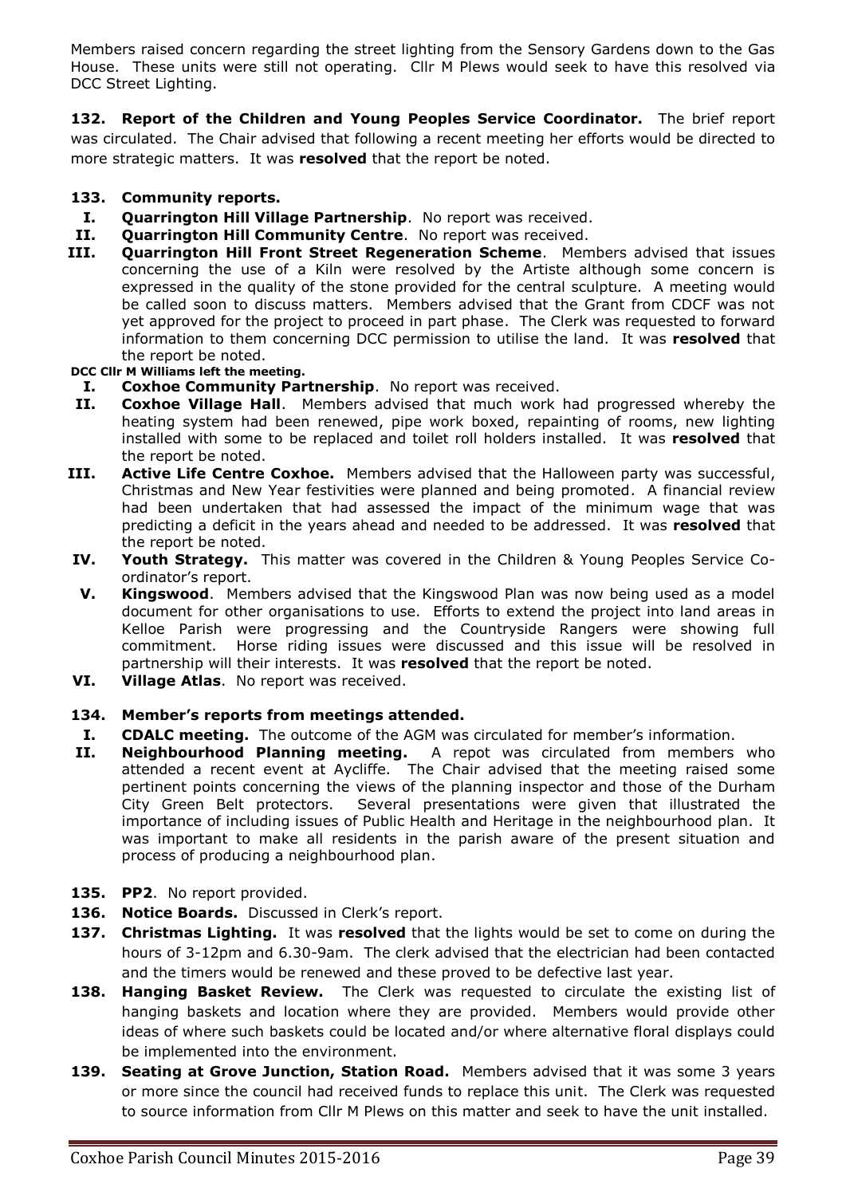Members raised concern regarding the street lighting from the Sensory Gardens down to the Gas House. These units were still not operating. Cllr M Plews would seek to have this resolved via DCC Street Lighting.

**132. Report of the Children and Young Peoples Service Coordinator.** The brief report was circulated. The Chair advised that following a recent meeting her efforts would be directed to more strategic matters. It was **resolved** that the report be noted.

**133. Community reports.**

- **I. Quarrington Hill Village Partnership**. No report was received.
- **II. Quarrington Hill Community Centre**. No report was received.
- **III. Quarrington Hill Front Street Regeneration Scheme**. Members advised that issues concerning the use of a Kiln were resolved by the Artiste although some concern is expressed in the quality of the stone provided for the central sculpture. A meeting would be called soon to discuss matters. Members advised that the Grant from CDCF was not yet approved for the project to proceed in part phase. The Clerk was requested to forward information to them concerning DCC permission to utilise the land. It was **resolved** that the report be noted.

**DCC Cllr M Williams left the meeting.**

- **I. Coxhoe Community Partnership**. No report was received.
- **II. Coxhoe Village Hall**. Members advised that much work had progressed whereby the heating system had been renewed, pipe work boxed, repainting of rooms, new lighting installed with some to be replaced and toilet roll holders installed. It was **resolved** that the report be noted.
- **III. Active Life Centre Coxhoe.** Members advised that the Halloween party was successful, Christmas and New Year festivities were planned and being promoted. A financial review had been undertaken that had assessed the impact of the minimum wage that was predicting a deficit in the years ahead and needed to be addressed. It was **resolved** that the report be noted.
- **IV. Youth Strategy.** This matter was covered in the Children & Young Peoples Service Co-ordinator's report.
- **V. Kingswood**. Members advised that the Kingswood Plan was now being used as a model document for other organisations to use. Efforts to extend the project into land areas in Kelloe Parish were progressing and the Countryside Rangers were showing full commitment. Horse riding issues were discussed and this issue will be resolved in partnership will their interests. It was **resolved** that the report be noted.
- **VI. Village Atlas**. No report was received.

**134. Member's reports from meetings attended.**

- **I. CDALC meeting.** The outcome of the AGM was circulated for member's information.
- **II. Neighbourhood Planning meeting.** A repot was circulated from members who attended a recent event at Aycliffe. The Chair advised that the meeting raised some pertinent points concerning the views of the planning inspector and those of the Durham City Green Belt protectors. Several presentations were given that illustrated the importance of including issues of Public Health and Heritage in the neighbourhood plan. It was important to make all residents in the parish aware of the present situation and process of producing a neighbourhood plan.

**135. PP2**. No report provided.

**136. Notice Boards.** Discussed in Clerk's report.

**137. Christmas Lighting.** It was **resolved** that the lights would be set to come on during the hours of 3-12pm and 6.30-9am. The clerk advised that the electrician had been contacted and the timers would be renewed and these proved to be defective last year.

**138. Hanging Basket Review.** The Clerk was requested to circulate the existing list of hanging baskets and location where they are provided. Members would provide other ideas of where such baskets could be located and/or where alternative floral displays could be implemented into the environment.

**139. Seating at Grove Junction, Station Road.** Members advised that it was some 3 years or more since the council had received funds to replace this unit. The Clerk was requested to source information from Cllr M Plews on this matter and seek to have the unit installed.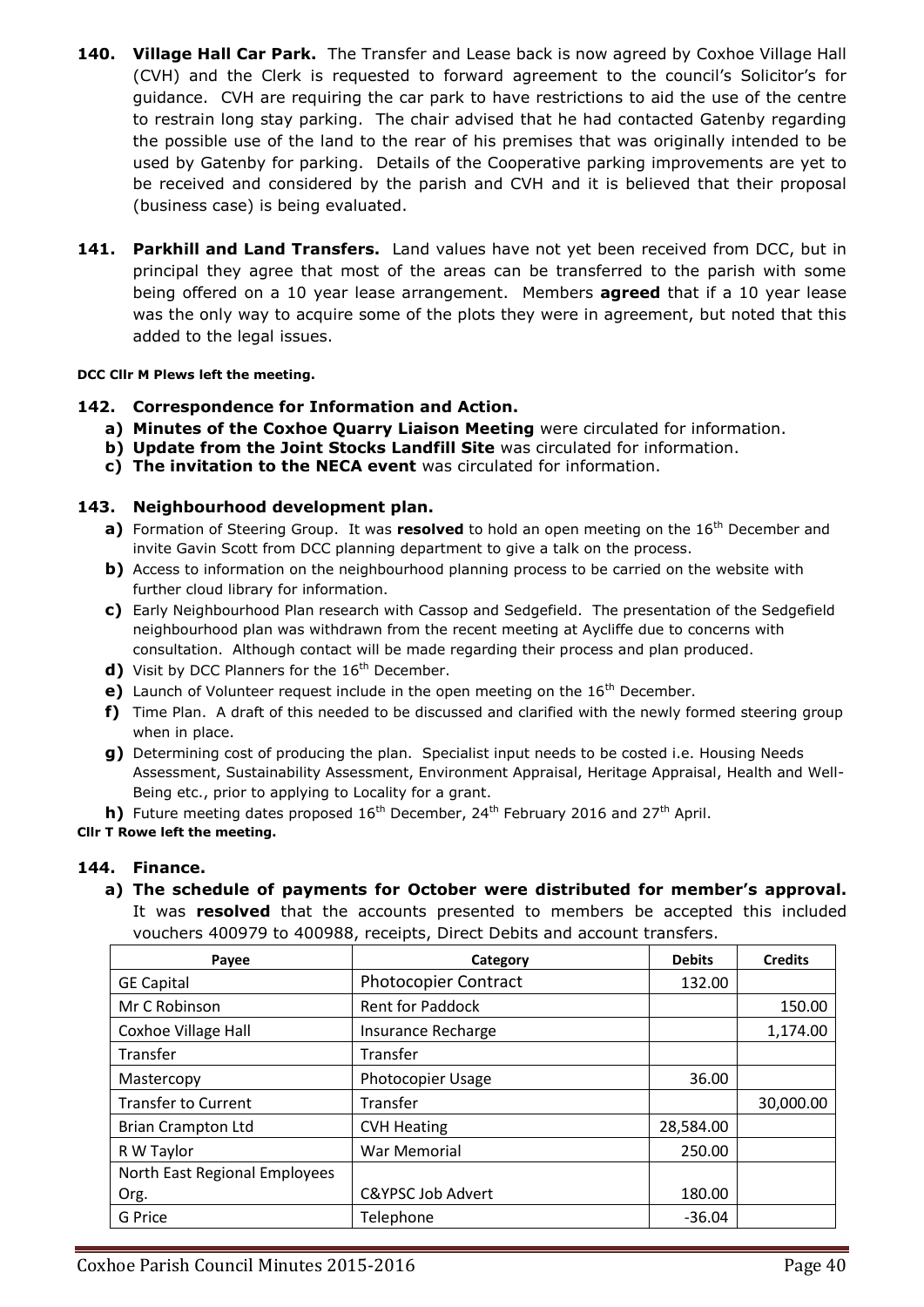**140. Village Hall Car Park.** The Transfer and Lease back is now agreed by Coxhoe Village Hall (CVH) and the Clerk is requested to forward agreement to the council's Solicitor's for guidance. CVH are requiring the car park to have restrictions to aid the use of the centre to restrain long stay parking. The chair advised that he had contacted Gatenby regarding the possible use of the land to the rear of his premises that was originally intended to be used by Gatenby for parking. Details of the Cooperative parking improvements are yet to be received and considered by the parish and CVH and it is believed that their proposal (business case) is being evaluated.

**141. Parkhill and Land Transfers.** Land values have not yet been received from DCC, but in principal they agree that most of the areas can be transferred to the parish with some being offered on a 10 year lease arrangement. Members **agreed** that if a 10 year lease was the only way to acquire some of the plots they were in agreement, but noted that this added to the legal issues.

**DCC Cllr M Plews left the meeting.**

### 142. Correspondence for Information and Action.

**a) Minutes of the Coxhoe Quarry Liaison Meeting** were circulated for information.
**b) Update from the Joint Stocks Landfill Site** was circulated for information.
**c) The invitation to the NECA event** was circulated for information.

### 143. Neighbourhood development plan.

**a)** Formation of Steering Group. It was **resolved** to hold an open meeting on the 16th December and invite Gavin Scott from DCC planning department to give a talk on the process.
**b)** Access to information on the neighbourhood planning process to be carried on the website with further cloud library for information.
**c)** Early Neighbourhood Plan research with Cassop and Sedgefield. The presentation of the Sedgefield neighbourhood plan was withdrawn from the recent meeting at Aycliffe due to concerns with consultation. Although contact will be made regarding their process and plan produced.
**d)** Visit by DCC Planners for the 16th December.
**e)** Launch of Volunteer request include in the open meeting on the 16th December.
**f)** Time Plan. A draft of this needed to be discussed and clarified with the newly formed steering group when in place.
**g)** Determining cost of producing the plan. Specialist input needs to be costed i.e. Housing Needs Assessment, Sustainability Assessment, Environment Appraisal, Heritage Appraisal, Health and Well-Being etc., prior to applying to Locality for a grant.
**h)** Future meeting dates proposed 16th December, 24th February 2016 and 27th April.

**Cllr T Rowe left the meeting.**

### 144. Finance.

**a) The schedule of payments for October were distributed for member's approval.** It was **resolved** that the accounts presented to members be accepted this included vouchers 400979 to 400988, receipts, Direct Debits and account transfers.

| Payee | Category | Debits | Credits |
|---|---|---|---|
| GE Capital | Photocopier Contract | 132.00 | |
| Mr C Robinson | Rent for Paddock | | 150.00 |
| Coxhoe Village Hall | Insurance Recharge | | 1,174.00 |
| Transfer | Transfer | | |
| Mastercopy | Photocopier Usage | 36.00 | |
| Transfer to Current | Transfer | | 30,000.00 |
| Brian Crampton Ltd | CVH Heating | 28,584.00 | |
| R W Taylor | War Memorial | 250.00 | |
| North East Regional Employees Org. | C&YPSC Job Advert | 180.00 | |
| G Price | Telephone | -36.04 | |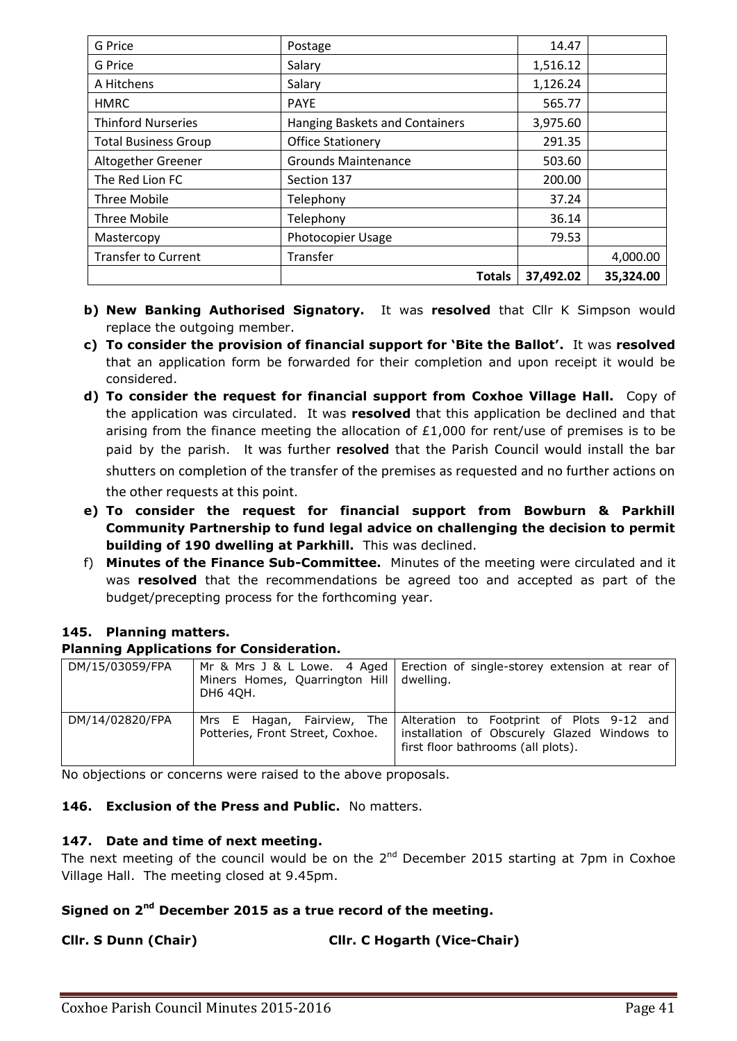| | | | |
|---|---|---|---|
| G Price | Postage | 14.47 | |
| G Price | Salary | 1,516.12 | |
| A Hitchens | Salary | 1,126.24 | |
| HMRC | PAYE | 565.77 | |
| Thinford Nurseries | Hanging Baskets and Containers | 3,975.60 | |
| Total Business Group | Office Stationery | 291.35 | |
| Altogether Greener | Grounds Maintenance | 503.60 | |
| The Red Lion FC | Section 137 | 200.00 | |
| Three Mobile | Telephony | 37.24 | |
| Three Mobile | Telephony | 36.14 | |
| Mastercopy | Photocopier Usage | 79.53 | |
| Transfer to Current | Transfer | | 4,000.00 |
| | **Totals** | **37,492.02** | **35,324.00** |

- **b) New Banking Authorised Signatory.** It was **resolved** that Cllr K Simpson would replace the outgoing member.
- **c) To consider the provision of financial support for 'Bite the Ballot'.** It was **resolved** that an application form be forwarded for their completion and upon receipt it would be considered.
- **d) To consider the request for financial support from Coxhoe Village Hall.** Copy of the application was circulated. It was **resolved** that this application be declined and that arising from the finance meeting the allocation of £1,000 for rent/use of premises is to be paid by the parish. It was further **resolved** that the Parish Council would install the bar shutters on completion of the transfer of the premises as requested and no further actions on the other requests at this point.
- **e) To consider the request for financial support from Bowburn & Parkhill Community Partnership to fund legal advice on challenging the decision to permit building of 190 dwelling at Parkhill.** This was declined.
- f) **Minutes of the Finance Sub-Committee.** Minutes of the meeting were circulated and it was **resolved** that the recommendations be agreed too and accepted as part of the budget/precepting process for the forthcoming year.

### 145. Planning matters.

**Planning Applications for Consideration.**

| | | |
|---|---|---|
| DM/15/03059/FPA | Mr & Mrs J & L Lowe. 4 Aged Miners Homes, Quarrington Hill DH6 4QH. | Erection of single-storey extension at rear of dwelling. |
| DM/14/02820/FPA | Mrs E Hagan, Fairview, The Potteries, Front Street, Coxhoe. | Alteration to Footprint of Plots 9-12 and installation of Obscurely Glazed Windows to first floor bathrooms (all plots). |

No objections or concerns were raised to the above proposals.

### 146. Exclusion of the Press and Public.

No matters.

### 147. Date and time of next meeting.

The next meeting of the council would be on the 2nd December 2015 starting at 7pm in Coxhoe Village Hall. The meeting closed at 9.45pm.

**Signed on 2nd December 2015 as a true record of the meeting.**

**Cllr. S Dunn (Chair)** **Cllr. C Hogarth (Vice-Chair)**